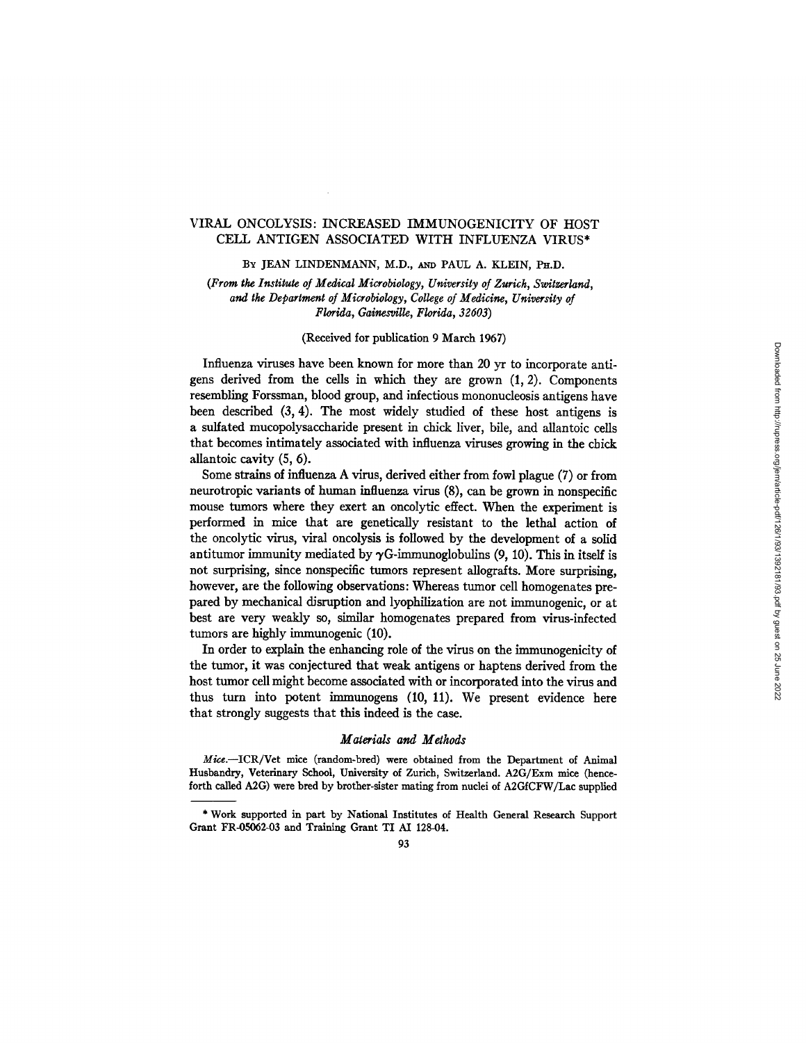# VIRAL ONCOLYSIS: INCREASED IMMUNOGENICITY OF HOST CELL ANTIGEN ASSOCIATED WITH INFLUENZA VIRUS*

By JEAN LINDENMANN, M.D., AND PAUL A. KLEIN, PH.D.

*(From the Institute of Medical Microbiology, University of Zurich, Switzerland, and the Department of Microbiology, College of Medicine, University of Florida, Gainesville, Florida, 32603)*

(Received for publication 9 March 1967)

Influenza viruses have been known for more than 20 yr to incorporate antigens derived from the cells in which they are grown (1, 2). Components resembling Forssman, blood group, and infectious mononucleosis antigens have been described (3, 4). The most widely studied of these host antigens is a sulfated mucopolysaccharide present in chick liver, bile, and allantoic cells that becomes intimately associated with influenza viruses growing in the chick allantoic cavity (5, 6).

Some strains of influenza A virus, derived either from fowl plague (7) or from neurotropic variants of human influenza virus (8), can be grown in nonspecific mouse tumors where they exert an oncolytic effect. When the experiment is performed in mice that are genetically resistant to the lethal action of the oncolytic virus, viral oncolysis is followed by the development of a solid antitumor immunity mediated by $\gamma$G-immunoglobulins (9, 10). This in itself is not surprising, since nonspecific tumors represent allografts. More surprising, however, are the following observations: Whereas tumor cell homogenates prepared by mechanical disruption and lyophilization are not immunogenic, or at best are very weakly so, similar homogenates prepared from virus-infected tumors are highly immunogenic (10).

In order to explain the enhancing role of the virus on the immunogenicity of the tumor, it was conjectured that weak antigens or haptens derived from the host tumor cell might become associated with or incorporated into the virus and thus turn into potent immunogens (10, 11). We present evidence here that strongly suggests that this indeed is the case.

## *Materials and Methods*

*Mice.*—ICR/Vet mice (random-bred) were obtained from the Department of Animal Husbandry, Veterinary School, University of Zurich, Switzerland. A2G/Exm mice (henceforth called A2G) were bred by brother-sister mating from nuclei of A2GfCFW/Lac supplied

---

\* Work supported in part by National Institutes of Health General Research Support Grant FR-05062-03 and Training Grant TI AI 128-04.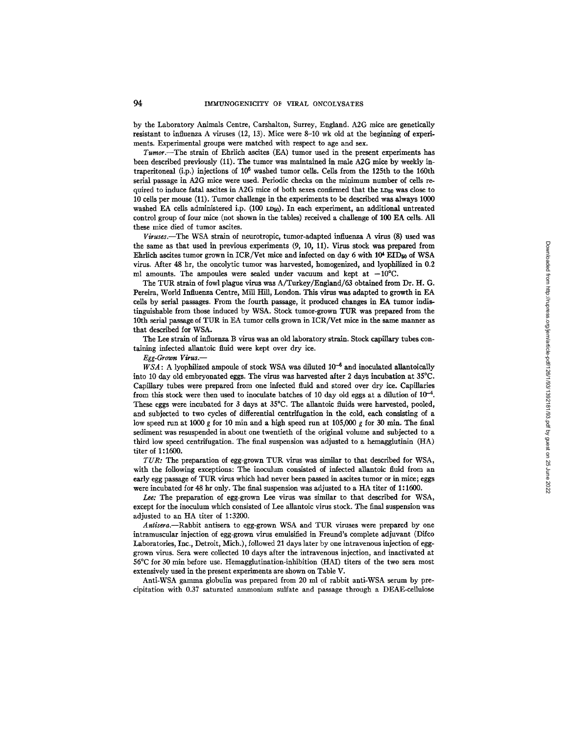by the Laboratory Animals Centre, Carshalton, Surrey, England. A2G mice are genetically resistant to influenza A viruses (12, 13). Mice were 8–10 wk old at the beginning of experiments. Experimental groups were matched with respect to age and sex.

*Tumor.*—The strain of Ehrlich ascites (EA) tumor used in the present experiments has been described previously (11). The tumor was maintained in male A2G mice by weekly intraperitoneal (i.p.) injections of $10^6$ washed tumor cells. Cells from the 125th to the 160th serial passage in A2G mice were used. Periodic checks on the minimum number of cells required to induce fatal ascites in A2G mice of both sexes confirmed that the $LD_{50}$ was close to 10 cells per mouse (11). Tumor challenge in the experiments to be described was always 1000 washed EA cells administered i.p. (100 $LD_{50}$). In each experiment, an additional untreated control group of four mice (not shown in the tables) received a challenge of 100 EA cells. All these mice died of tumor ascites.

*Viruses.*—The WSA strain of neurotropic, tumor-adapted influenza A virus (8) used was the same as that used in previous experiments (9, 10, 11). Virus stock was prepared from Ehrlich ascites tumor grown in ICR/Vet mice and infected on day 6 with $10^4$ $EID_{50}$ of WSA virus. After 48 hr, the oncolytic tumor was harvested, homogenized, and lyophilized in 0.2 ml amounts. The ampoules were sealed under vacuum and kept at −10°C.

The TUR strain of fowl plague virus was A/Turkey/England/63 obtained from Dr. H. G. Pereira, World Influenza Centre, Mill Hill, London. This virus was adapted to growth in EA cells by serial passages. From the fourth passage, it produced changes in EA tumor indistinguishable from those induced by WSA. Stock tumor-grown TUR was prepared from the 10th serial passage of TUR in EA tumor cells grown in ICR/Vet mice in the same manner as that described for WSA.

The Lee strain of influenza B virus was an old laboratory strain. Stock capillary tubes containing infected allantoic fluid were kept over dry ice.

*Egg-Grown Virus.*—

*WSA*: A lyophilized ampoule of stock WSA was diluted $10^{-6}$ and inoculated allantoically into 10 day old embryonated eggs. The virus was harvested after 2 days incubation at 35°C. Capillary tubes were prepared from one infected fluid and stored over dry ice. Capillaries from this stock were then used to inoculate batches of 10 day old eggs at a dilution of $10^{-4}$. These eggs were incubated for 3 days at 35°C. The allantoic fluids were harvested, pooled, and subjected to two cycles of differential centrifugation in the cold, each consisting of a low speed run at 1000 *g* for 10 min and a high speed run at 105,000 *g* for 30 min. The final sediment was resuspended in about one twentieth of the original volume and subjected to a third low speed centrifugation. The final suspension was adjusted to a hemagglutinin (HA) titer of 1:1600.

*TUR:* The preparation of egg-grown TUR virus was similar to that described for WSA, with the following exceptions: The inoculum consisted of infected allantoic fluid from an early egg passage of TUR virus which had never been passed in ascites tumor or in mice; eggs were incubated for 48 hr only. The final suspension was adjusted to a HA titer of 1:1600.

*Lee:* The preparation of egg-grown Lee virus was similar to that described for WSA, except for the inoculum which consisted of Lee allantoic virus stock. The final suspension was adjusted to an HA titer of 1:3200.

*Antisera.*—Rabbit antisera to egg-grown WSA and TUR viruses were prepared by one intramuscular injection of egg-grown virus emulsified in Freund's complete adjuvant (Difco Laboratories, Inc., Detroit, Mich.), followed 21 days later by one intravenous injection of egg-grown virus. Sera were collected 10 days after the intravenous injection, and inactivated at 56°C for 30 min before use. Hemagglutination-inhibition (HAI) titers of the two sera most extensively used in the present experiments are shown on Table V.

Anti-WSA gamma globulin was prepared from 20 ml of rabbit anti-WSA serum by precipitation with 0.37 saturated ammonium sulfate and passage through a DEAE-cellulose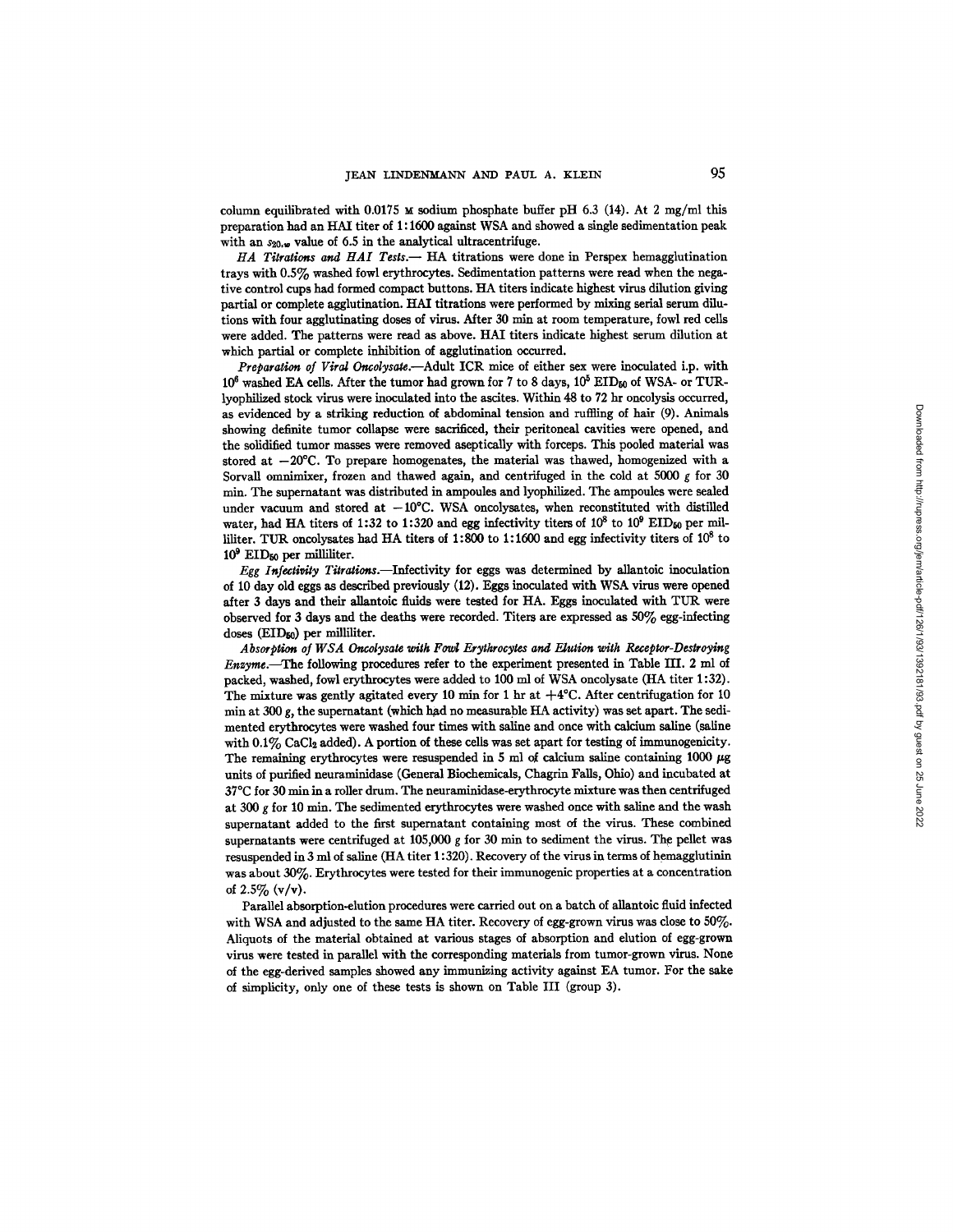column equilibrated with 0.0175 M sodium phosphate buffer pH 6.3 (14). At 2 mg/ml this preparation had an HAI titer of 1:1600 against WSA and showed a single sedimentation peak with an $s_{20,w}$ value of 6.5 in the analytical ultracentrifuge.

*HA Titrations and HAI Tests.*— HA titrations were done in Perspex hemagglutination trays with 0.5% washed fowl erythrocytes. Sedimentation patterns were read when the negative control cups had formed compact buttons. HA titers indicate highest virus dilution giving partial or complete agglutination. HAI titrations were performed by mixing serial serum dilutions with four agglutinating doses of virus. After 30 min at room temperature, fowl red cells were added. The patterns were read as above. HAI titers indicate highest serum dilution at which partial or complete inhibition of agglutination occurred.

*Preparation of Viral Oncolysate.*—Adult ICR mice of either sex were inoculated i.p. with $10^6$ washed EA cells. After the tumor had grown for 7 to 8 days, $10^5$ $EID_{50}$ of WSA- or TUR-lyophilized stock virus were inoculated into the ascites. Within 48 to 72 hr oncolysis occurred, as evidenced by a striking reduction of abdominal tension and ruffling of hair (9). Animals showing definite tumor collapse were sacrificed, their peritoneal cavities were opened, and the solidified tumor masses were removed aseptically with forceps. This pooled material was stored at −20°C. To prepare homogenates, the material was thawed, homogenized with a Sorvall omnimixer, frozen and thawed again, and centrifuged in the cold at 5000 *g* for 30 min. The supernatant was distributed in ampoules and lyophilized. The ampoules were sealed under vacuum and stored at −10°C. WSA oncolysates, when reconstituted with distilled water, had HA titers of 1:32 to 1:320 and egg infectivity titers of $10^8$ to $10^9$ $EID_{50}$ per milliliter. TUR oncolysates had HA titers of 1:800 to 1:1600 and egg infectivity titers of $10^8$ to $10^9$ $EID_{50}$ per milliliter.

*Egg Infectivity Titrations.*—Infectivity for eggs was determined by allantoic inoculation of 10 day old eggs as described previously (12). Eggs inoculated with WSA virus were opened after 3 days and their allantoic fluids were tested for HA. Eggs inoculated with TUR were observed for 3 days and the deaths were recorded. Titers are expressed as 50% egg-infecting doses ($EID_{50}$) per milliliter.

*Absorption of WSA Oncolysate with Fowl Erythrocytes and Elution with Receptor-Destroying Enzyme.*—The following procedures refer to the experiment presented in Table III. 2 ml of packed, washed, fowl erythrocytes were added to 100 ml of WSA oncolysate (HA titer 1:32). The mixture was gently agitated every 10 min for 1 hr at +4°C. After centrifugation for 10 min at 300 *g*, the supernatant (which had no measurable HA activity) was set apart. The sedimented erythrocytes were washed four times with saline and once with calcium saline (saline with 0.1% $CaCl_2$ added). A portion of these cells was set apart for testing of immunogenicity. The remaining erythrocytes were resuspended in 5 ml of calcium saline containing 1000 μg units of purified neuraminidase (General Biochemicals, Chagrin Falls, Ohio) and incubated at 37°C for 30 min in a roller drum. The neuraminidase-erythrocyte mixture was then centrifuged at 300 *g* for 10 min. The sedimented erythrocytes were washed once with saline and the wash supernatant added to the first supernatant containing most of the virus. These combined supernatants were centrifuged at 105,000 *g* for 30 min to sediment the virus. The pellet was resuspended in 3 ml of saline (HA titer 1:320). Recovery of the virus in terms of hemagglutinin was about 30%. Erythrocytes were tested for their immunogenic properties at a concentration of 2.5% (v/v).

Parallel absorption-elution procedures were carried out on a batch of allantoic fluid infected with WSA and adjusted to the same HA titer. Recovery of egg-grown virus was close to 50%. Aliquots of the material obtained at various stages of absorption and elution of egg-grown virus were tested in parallel with the corresponding materials from tumor-grown virus. None of the egg-derived samples showed any immunizing activity against EA tumor. For the sake of simplicity, only one of these tests is shown on Table III (group 3).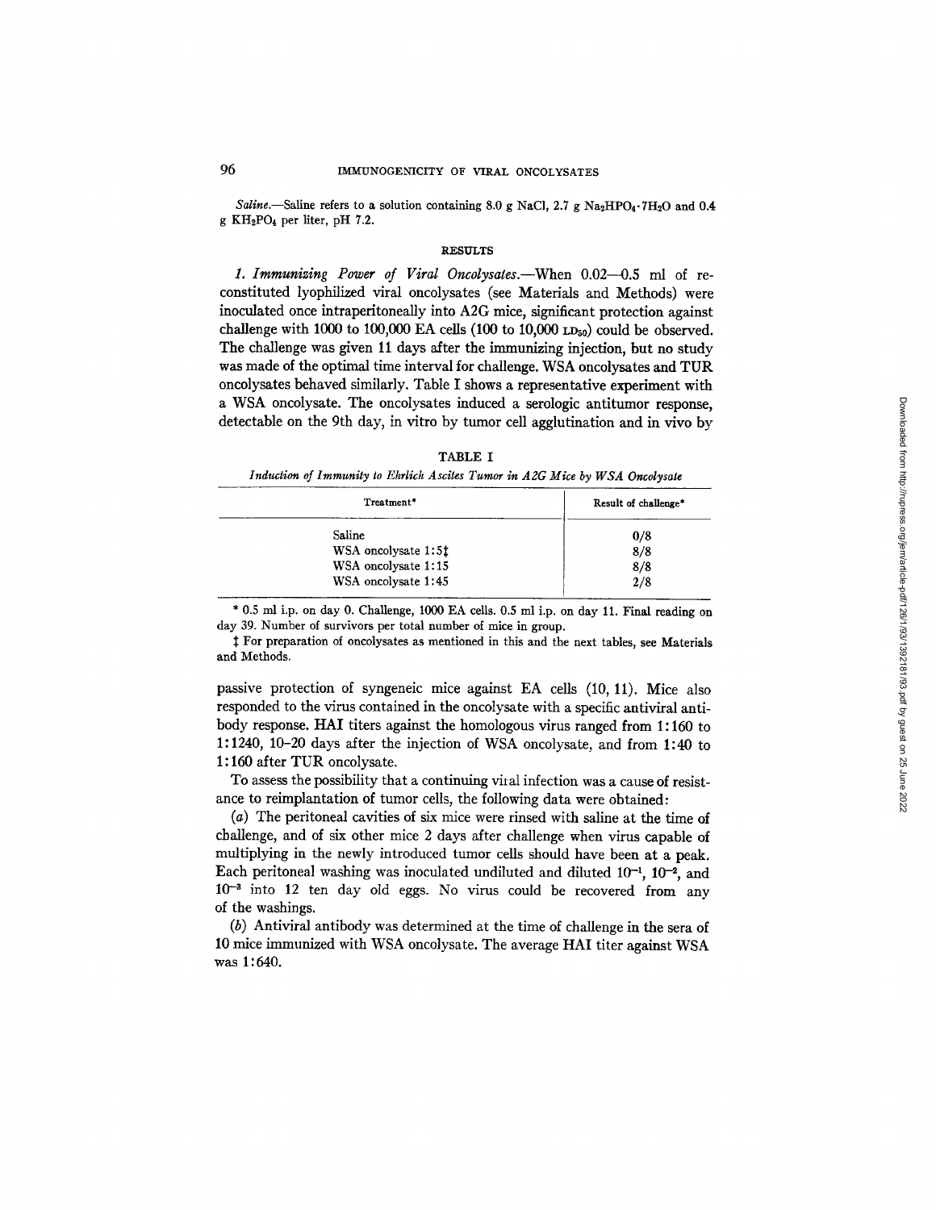*Saline*.—Saline refers to a solution containing 8.0 g NaCl, 2.7 g $Na_2HPO_4 \cdot 7H_2O$ and 0.4 g $KH_2PO_4$ per liter, pH 7.2.

## RESULTS

*1. Immunizing Power of Viral Oncolysates*.—When 0.02—0.5 ml of reconstituted lyophilized viral oncolysates (see Materials and Methods) were inoculated once intraperitoneally into A2G mice, significant protection against challenge with 1000 to 100,000 EA cells (100 to 10,000 $LD_{50}$) could be observed. The challenge was given 11 days after the immunizing injection, but no study was made of the optimal time interval for challenge. WSA oncolysates and TUR oncolysates behaved similarly. Table I shows a representative experiment with a WSA oncolysate. The oncolysates induced a serologic antitumor response, detectable on the 9th day, in vitro by tumor cell agglutination and in vivo by passive protection of syngeneic mice against EA cells (10, 11). Mice also responded to the virus contained in the oncolysate with a specific antiviral antibody response. HAI titers against the homologous virus ranged from 1:160 to 1:1240, 10–20 days after the injection of WSA oncolysate, and from 1:40 to 1:160 after TUR oncolysate.

TABLE I

*Induction of Immunity to Ehrlich Ascites Tumor in A2G Mice by WSA Oncolysate*

| Treatment* | Result of challenge* |
|---|---|
| Saline | 0/8 |
| WSA oncolysate 1:5‡ | 8/8 |
| WSA oncolysate 1:15 | 8/8 |
| WSA oncolysate 1:45 | 2/8 |

\* 0.5 ml i.p. on day 0. Challenge, 1000 EA cells. 0.5 ml i.p. on day 11. Final reading on day 39. Number of survivors per total number of mice in group.

‡ For preparation of oncolysates as mentioned in this and the next tables, see Materials and Methods.

To assess the possibility that a continuing viral infection was a cause of resistance to reimplantation of tumor cells, the following data were obtained:

(*a*) The peritoneal cavities of six mice were rinsed with saline at the time of challenge, and of six other mice 2 days after challenge when virus capable of multiplying in the newly introduced tumor cells should have been at a peak. Each peritoneal washing was inoculated undiluted and diluted $10^{-1}$, $10^{-2}$, and $10^{-3}$ into 12 ten day old eggs. No virus could be recovered from any of the washings.

(*b*) Antiviral antibody was determined at the time of challenge in the sera of 10 mice immunized with WSA oncolysate. The average HAI titer against WSA was 1:640.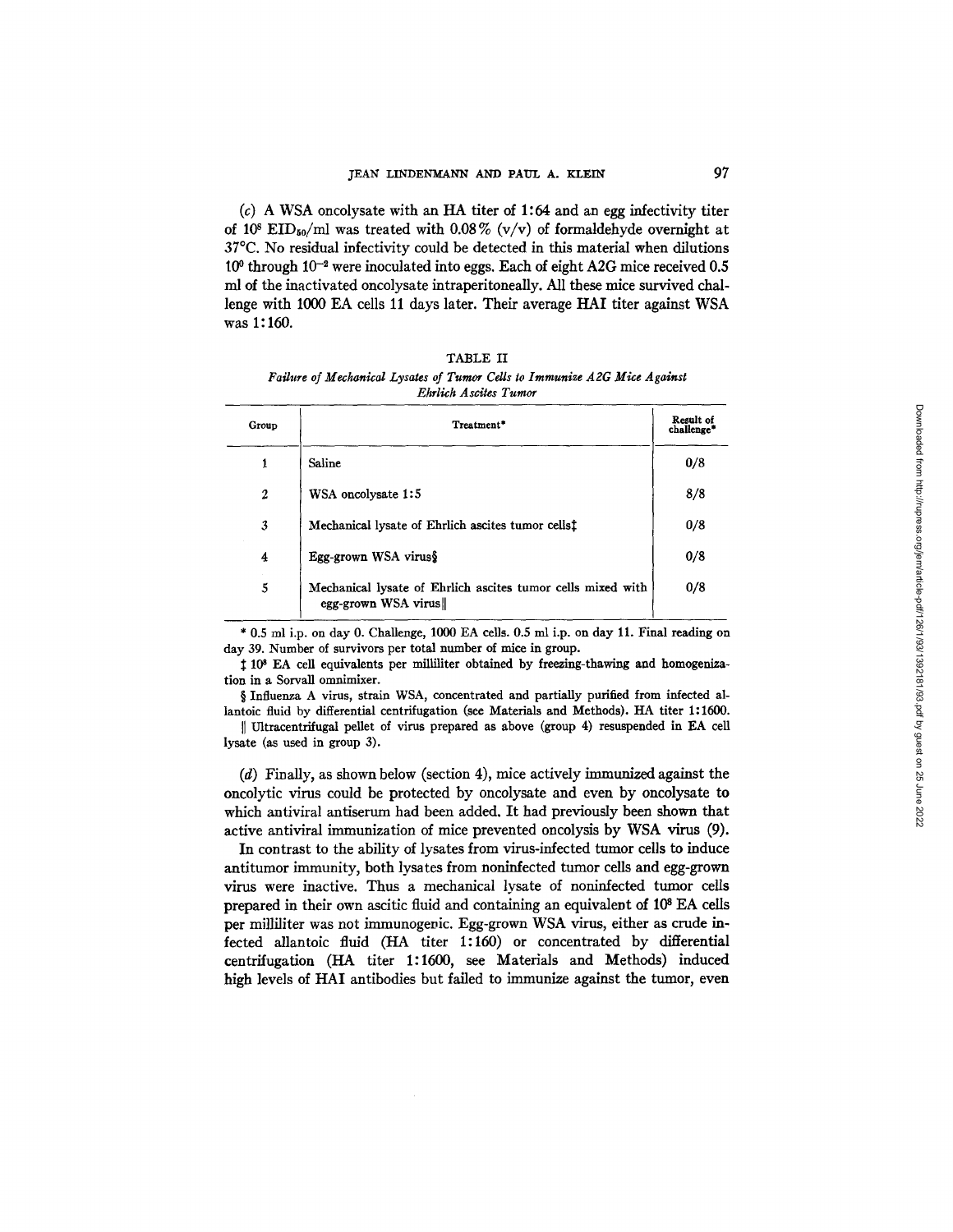(*c*) A WSA oncolysate with an HA titer of 1:64 and an egg infectivity titer of $10^8$ $EID_{50}$/ml was treated with 0.08% (v/v) of formaldehyde overnight at 37°C. No residual infectivity could be detected in this material when dilutions $10^0$ through $10^{-2}$ were inoculated into eggs. Each of eight A2G mice received 0.5 ml of the inactivated oncolysate intraperitoneally. All these mice survived challenge with 1000 EA cells 11 days later. Their average HAI titer against WSA was 1:160.

TABLE II

*Failure of Mechanical Lysates of Tumor Cells to Immunize A2G Mice Against Ehrlich Ascites Tumor*

| Group | Treatment* | Result of challenge* |
|---|---|---|
| 1 | Saline | 0/8 |
| 2 | WSA oncolysate 1:5 | 8/8 |
| 3 | Mechanical lysate of Ehrlich ascites tumor cells‡ | 0/8 |
| 4 | Egg-grown WSA virus§ | 0/8 |
| 5 | Mechanical lysate of Ehrlich ascites tumor cells mixed with egg-grown WSA virus‖ | 0/8 |

\* 0.5 ml i.p. on day 0. Challenge, 1000 EA cells. 0.5 ml i.p. on day 11. Final reading on day 39. Number of survivors per total number of mice in group.

‡ $10^8$ EA cell equivalents per milliliter obtained by freezing-thawing and homogenization in a Sorvall omnimixer.

§ Influenza A virus, strain WSA, concentrated and partially purified from infected allantoic fluid by differential centrifugation (see Materials and Methods). HA titer 1:1600.

‖ Ultracentrifugal pellet of virus prepared as above (group 4) resuspended in EA cell lysate (as used in group 3).

(*d*) Finally, as shown below (section 4), mice actively immunized against the oncolytic virus could be protected by oncolysate and even by oncolysate to which antiviral antiserum had been added. It had previously been shown that active antiviral immunization of mice prevented oncolysis by WSA virus (9).

In contrast to the ability of lysates from virus-infected tumor cells to induce antitumor immunity, both lysates from noninfected tumor cells and egg-grown virus were inactive. Thus a mechanical lysate of noninfected tumor cells prepared in their own ascitic fluid and containing an equivalent of $10^8$ EA cells per milliliter was not immunogenic. Egg-grown WSA virus, either as crude infected allantoic fluid (HA titer 1:160) or concentrated by differential centrifugation (HA titer 1:1600, see Materials and Methods) induced high levels of HAI antibodies but failed to immunize against the tumor, even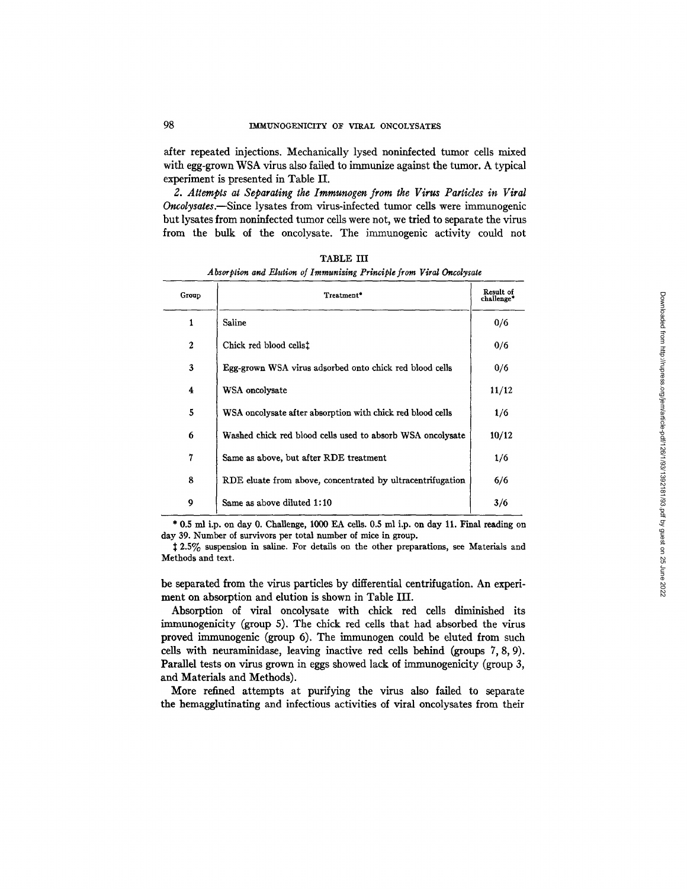after repeated injections. Mechanically lysed noninfected tumor cells mixed with egg-grown WSA virus also failed to immunize against the tumor. A typical experiment is presented in Table II.

*2. Attempts at Separating the Immunogen from the Virus Particles in Viral Oncolysates.*—Since lysates from virus-infected tumor cells were immunogenic but lysates from noninfected tumor cells were not, we tried to separate the virus from the bulk of the oncolysate. The immunogenic activity could not be separated from the virus particles by differential centrifugation. An experiment on absorption and elution is shown in Table III.

TABLE III

*Absorption and Elution of Immunizing Principle from Viral Oncolysate*

| Group | Treatment* | Result of challenge* |
|---|---|---|
| 1 | Saline | 0/6 |
| 2 | Chick red blood cells‡ | 0/6 |
| 3 | Egg-grown WSA virus adsorbed onto chick red blood cells | 0/6 |
| 4 | WSA oncolysate | 11/12 |
| 5 | WSA oncolysate after absorption with chick red blood cells | 1/6 |
| 6 | Washed chick red blood cells used to absorb WSA oncolysate | 10/12 |
| 7 | Same as above, but after RDE treatment | 1/6 |
| 8 | RDE eluate from above, concentrated by ultracentrifugation | 6/6 |
| 9 | Same as above diluted 1:10 | 3/6 |

\* 0.5 ml i.p. on day 0. Challenge, 1000 EA cells. 0.5 ml i.p. on day 11. Final reading on day 39. Number of survivors per total number of mice in group.

‡ 2.5% suspension in saline. For details on the other preparations, see Materials and Methods and text.

Absorption of viral oncolysate with chick red cells diminished its immunogenicity (group 5). The chick red cells that had absorbed the virus proved immunogenic (group 6). The immunogen could be eluted from such cells with neuraminidase, leaving inactive red cells behind (groups 7, 8, 9). Parallel tests on virus grown in eggs showed lack of immunogenicity (group 3, and Materials and Methods).

More refined attempts at purifying the virus also failed to separate the hemagglutinating and infectious activities of viral oncolysates from their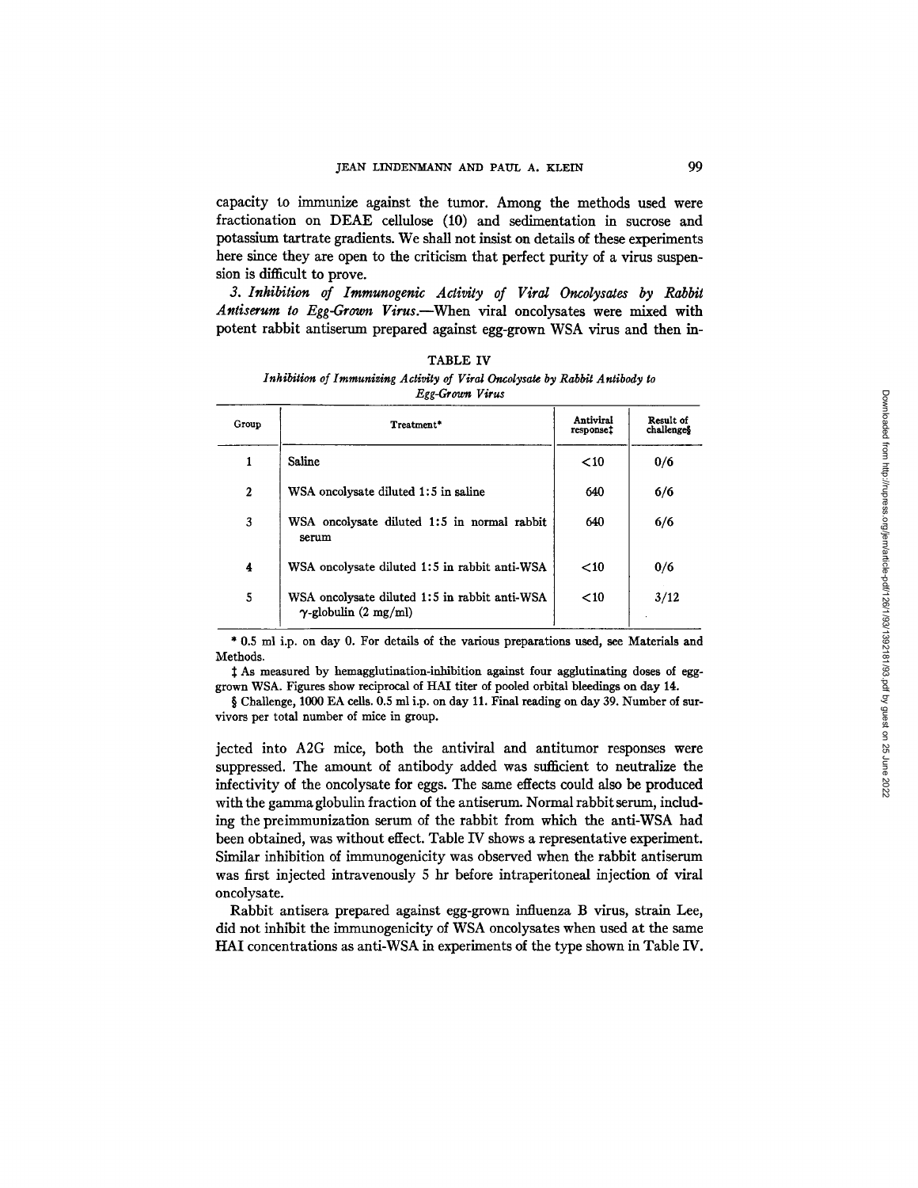capacity to immunize against the tumor. Among the methods used were fractionation on DEAE cellulose (10) and sedimentation in sucrose and potassium tartrate gradients. We shall not insist on details of these experiments here since they are open to the criticism that perfect purity of a virus suspension is difficult to prove.

*3. Inhibition of Immunogenic Activity of Viral Oncolysates by Rabbit Antiserum to Egg-Grown Virus.*—When viral oncolysates were mixed with potent rabbit antiserum prepared against egg-grown WSA virus and then injected into A2G mice, both the antiviral and antitumor responses were suppressed. The amount of antibody added was sufficient to neutralize the infectivity of the oncolysate for eggs. The same effects could also be produced with the gamma globulin fraction of the antiserum. Normal rabbit serum, including the preimmunization serum of the rabbit from which the anti-WSA had been obtained, was without effect. Table IV shows a representative experiment. Similar inhibition of immunogenicity was observed when the rabbit antiserum was first injected intravenously 5 hr before intraperitoneal injection of viral oncolysate.

TABLE IV

*Inhibition of Immunizing Activity of Viral Oncolysate by Rabbit Antibody to Egg-Grown Virus*

| Group | Treatment* | Antiviral response‡ | Result of challenge§ |
|---|---|---|---|
| 1 | Saline | <10 | 0/6 |
| 2 | WSA oncolysate diluted 1:5 in saline | 640 | 6/6 |
| 3 | WSA oncolysate diluted 1:5 in normal rabbit serum | 640 | 6/6 |
| 4 | WSA oncolysate diluted 1:5 in rabbit anti-WSA | <10 | 0/6 |
| 5 | WSA oncolysate diluted 1:5 in rabbit anti-WSA $\gamma$-globulin (2 mg/ml) | <10 | 3/12 |

\* 0.5 ml i.p. on day 0. For details of the various preparations used, see Materials and Methods.

‡ As measured by hemagglutination-inhibition against four agglutinating doses of egg-grown WSA. Figures show reciprocal of HAI titer of pooled orbital bleedings on day 14.

§ Challenge, 1000 EA cells. 0.5 ml i.p. on day 11. Final reading on day 39. Number of survivors per total number of mice in group.

Rabbit antisera prepared against egg-grown influenza B virus, strain Lee, did not inhibit the immunogenicity of WSA oncolysates when used at the same HAI concentrations as anti-WSA in experiments of the type shown in Table IV.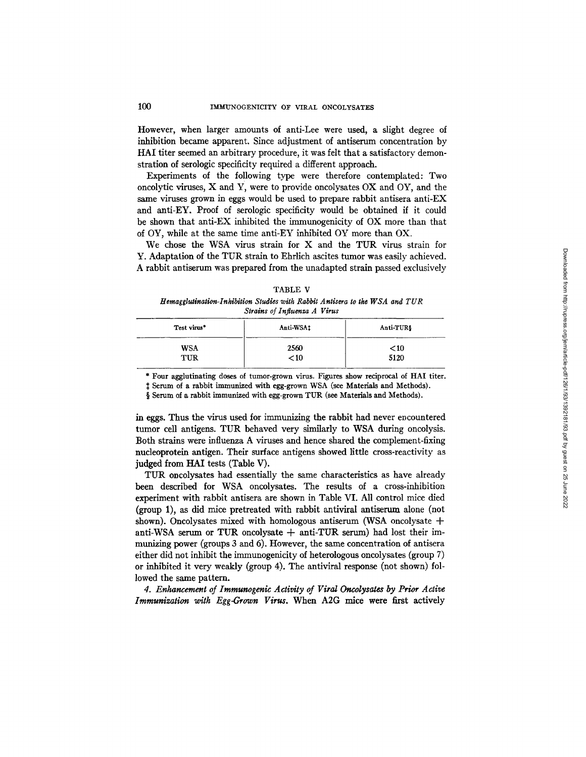However, when larger amounts of anti-Lee were used, a slight degree of inhibition became apparent. Since adjustment of antiserum concentration by HAI titer seemed an arbitrary procedure, it was felt that a satisfactory demonstration of serologic specificity required a different approach.

Experiments of the following type were therefore contemplated: Two oncolytic viruses, X and Y, were to provide oncolysates OX and OY, and the same viruses grown in eggs would be used to prepare rabbit antisera anti-EX and anti-EY. Proof of serologic specificity would be obtained if it could be shown that anti-EX inhibited the immunogenicity of OX more than that of OY, while at the same time anti-EY inhibited OY more than OX.

We chose the WSA virus strain for X and the TUR virus strain for Y. Adaptation of the TUR strain to Ehrlich ascites tumor was easily achieved. A rabbit antiserum was prepared from the unadapted strain passed exclusively in eggs. Thus the virus used for immunizing the rabbit had never encountered tumor cell antigens. TUR behaved very similarly to WSA during oncolysis. Both strains were influenza A viruses and hence shared the complement-fixing nucleoprotein antigen. Their surface antigens showed little cross-reactivity as judged from HAI tests (Table V).

TABLE V

*Hemagglutination-Inhibition Studies with Rabbit Antisera to the WSA and TUR Strains of Influenza A Virus*

| Test virus* | Anti-WSA‡ | Anti-TUR§ |
|---|---|---|
| WSA | 2560 | <10 |
| TUR | <10 | 5120 |

\* Four agglutinating doses of tumor-grown virus. Figures show reciprocal of HAI titer.

‡ Serum of a rabbit immunized with egg-grown WSA (see Materials and Methods).

§ Serum of a rabbit immunized with egg-grown TUR (see Materials and Methods).

TUR oncolysates had essentially the same characteristics as have already been described for WSA oncolysates. The results of a cross-inhibition experiment with rabbit antisera are shown in Table VI. All control mice died (group 1), as did mice pretreated with rabbit antiviral antiserum alone (not shown). Oncolysates mixed with homologous antiserum (WSA oncolysate + anti-WSA serum or TUR oncolysate + anti-TUR serum) had lost their immunizing power (groups 3 and 6). However, the same concentration of antisera either did not inhibit the immunogenicity of heterologous oncolysates (group 7) or inhibited it very weakly (group 4). The antiviral response (not shown) followed the same pattern.

*4. Enhancement of Immunogenic Activity of Viral Oncolysates by Prior Active Immunization with Egg-Grown Virus.* When A2G mice were first actively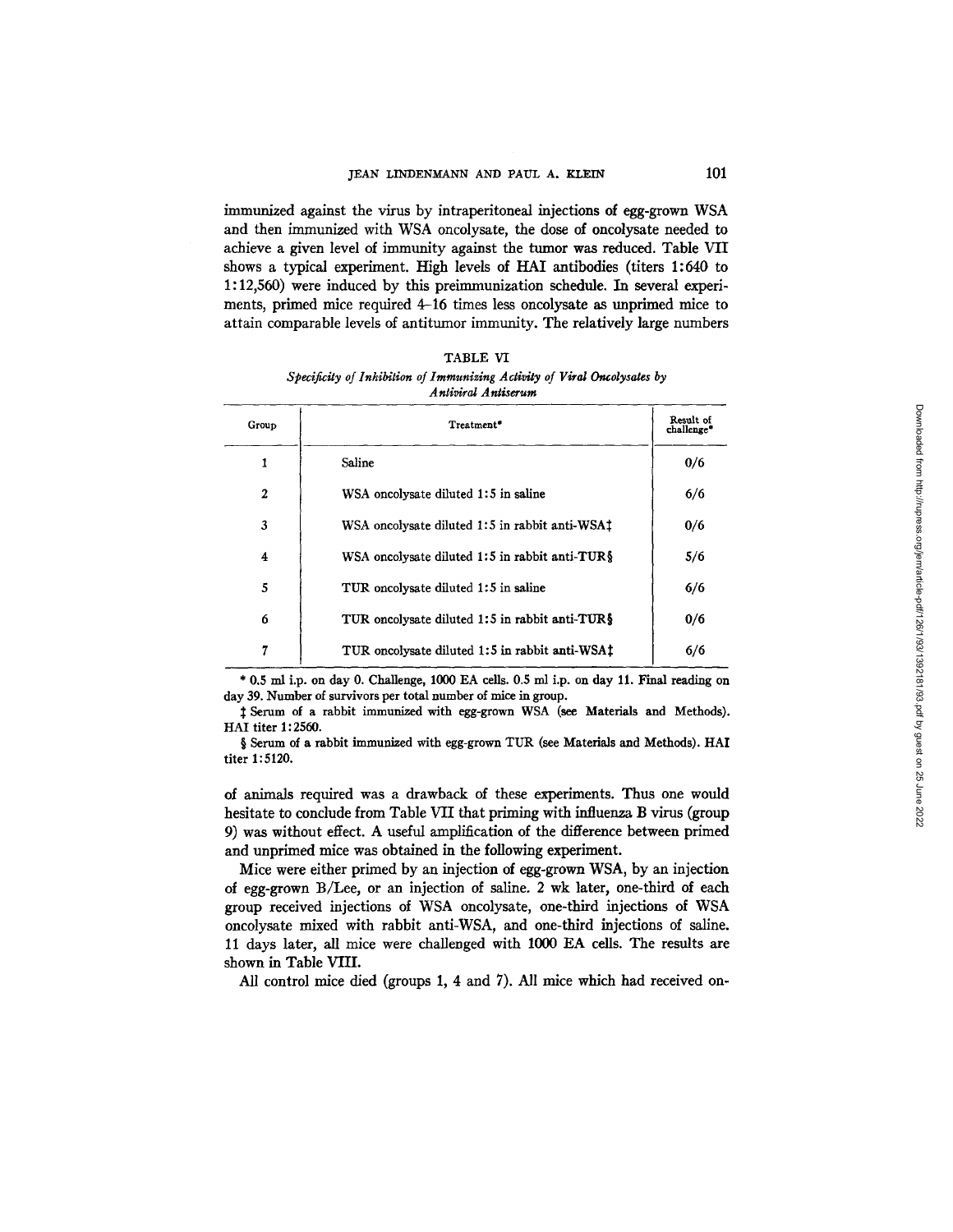immunized against the virus by intraperitoneal injections of egg-grown WSA and then immunized with WSA oncolysate, the dose of oncolysate needed to achieve a given level of immunity against the tumor was reduced. Table VII shows a typical experiment. High levels of HAI antibodies (titers 1:640 to 1:12,560) were induced by this preimmunization schedule. In several experiments, primed mice required 4–16 times less oncolysate as unprimed mice to attain comparable levels of antitumor immunity. The relatively large numbers

TABLE VI

*Specificity of Inhibition of Immunizing Activity of Viral Oncolysates by Antiviral Antiserum*

| Group | Treatment* | Result of challenge* |
|---|---|---|
| 1 | Saline | 0/6 |
| 2 | WSA oncolysate diluted 1:5 in saline | 6/6 |
| 3 | WSA oncolysate diluted 1:5 in rabbit anti-WSA‡ | 0/6 |
| 4 | WSA oncolysate diluted 1:5 in rabbit anti-TUR§ | 5/6 |
| 5 | TUR oncolysate diluted 1:5 in saline | 6/6 |
| 6 | TUR oncolysate diluted 1:5 in rabbit anti-TUR§ | 0/6 |
| 7 | TUR oncolysate diluted 1:5 in rabbit anti-WSA‡ | 6/6 |

\* 0.5 ml i.p. on day 0. Challenge, 1000 EA cells. 0.5 ml i.p. on day 11. Final reading on day 39. Number of survivors per total number of mice in group.

‡ Serum of a rabbit immunized with egg-grown WSA (see Materials and Methods). HAI titer 1:2560.

§ Serum of a rabbit immunized with egg-grown TUR (see Materials and Methods). HAI titer 1:5120.

of animals required was a drawback of these experiments. Thus one would hesitate to conclude from Table VII that priming with influenza B virus (group 9) was without effect. A useful amplification of the difference between primed and unprimed mice was obtained in the following experiment.

Mice were either primed by an injection of egg-grown WSA, by an injection of egg-grown B/Lee, or an injection of saline. 2 wk later, one-third of each group received injections of WSA oncolysate, one-third injections of WSA oncolysate mixed with rabbit anti-WSA, and one-third injections of saline. 11 days later, all mice were challenged with 1000 EA cells. The results are shown in Table VIII.

All control mice died (groups 1, 4 and 7). All mice which had received on-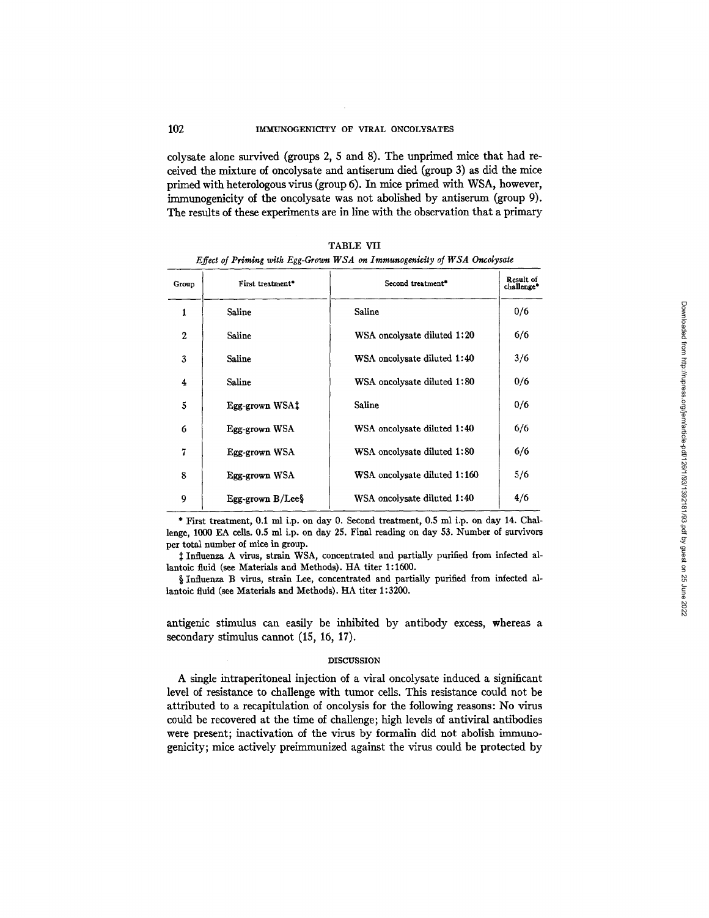colysate alone survived (groups 2, 5 and 8). The unprimed mice that had received the mixture of oncolysate and antiserum died (group 3) as did the mice primed with heterologous virus (group 6). In mice primed with WSA, however, immunogenicity of the oncolysate was not abolished by antiserum (group 9). The results of these experiments are in line with the observation that a primary

TABLE VII

*Effect of Priming with Egg-Grown WSA on Immunogenicity of WSA Oncolysate*

| Group | First treatment* | Second treatment* | Result of challenge* |
|---|---|---|---|
| 1 | Saline | Saline | 0/6 |
| 2 | Saline | WSA oncolysate diluted 1:20 | 6/6 |
| 3 | Saline | WSA oncolysate diluted 1:40 | 3/6 |
| 4 | Saline | WSA oncolysate diluted 1:80 | 0/6 |
| 5 | Egg-grown WSA‡ | Saline | 0/6 |
| 6 | Egg-grown WSA | WSA oncolysate diluted 1:40 | 6/6 |
| 7 | Egg-grown WSA | WSA oncolysate diluted 1:80 | 6/6 |
| 8 | Egg-grown WSA | WSA oncolysate diluted 1:160 | 5/6 |
| 9 | Egg-grown B/Lee§ | WSA oncolysate diluted 1:40 | 4/6 |

\* First treatment, 0.1 ml i.p. on day 0. Second treatment, 0.5 ml i.p. on day 14. Challenge, 1000 EA cells. 0.5 ml i.p. on day 25. Final reading on day 53. Number of survivors per total number of mice in group.

‡ Influenza A virus, strain WSA, concentrated and partially purified from infected allantoic fluid (see Materials and Methods). HA titer 1:1600.

§ Influenza B virus, strain Lee, concentrated and partially purified from infected allantoic fluid (see Materials and Methods). HA titer 1:3200.

antigenic stimulus can easily be inhibited by antibody excess, whereas a secondary stimulus cannot (15, 16, 17).

## DISCUSSION

A single intraperitoneal injection of a viral oncolysate induced a significant level of resistance to challenge with tumor cells. This resistance could not be attributed to a recapitulation of oncolysis for the following reasons: No virus could be recovered at the time of challenge; high levels of antiviral antibodies were present; inactivation of the virus by formalin did not abolish immunogenicity; mice actively preimmunized against the virus could be protected by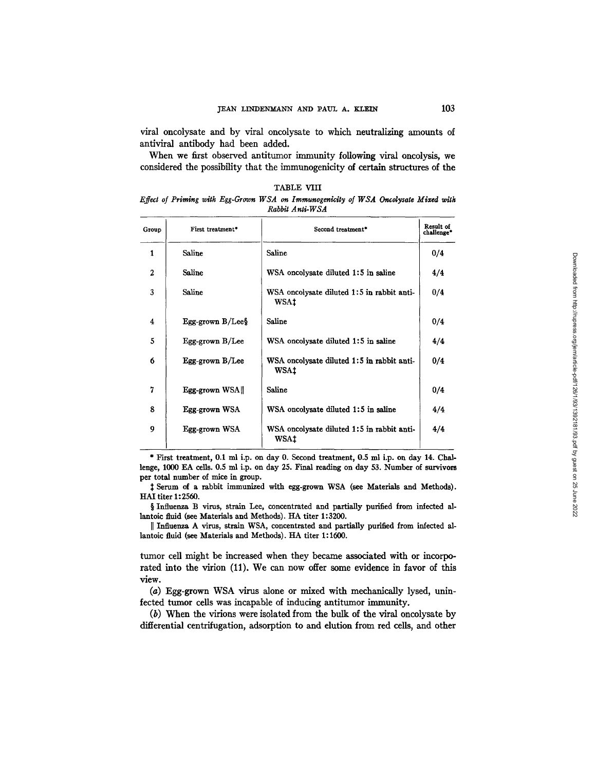viral oncolysate and by viral oncolysate to which neutralizing amounts of antiviral antibody had been added.

When we first observed antitumor immunity following viral oncolysis, we considered the possibility that the immunogenicity of certain structures of the

TABLE VIII

*Effect of Priming with Egg-Grown WSA on Immunogenicity of WSA Oncolysate Mixed with Rabbit Anti-WSA*

| Group | First treatment* | Second treatment* | Result of challenge* |
|---|---|---|---|
| 1 | Saline | Saline | 0/4 |
| 2 | Saline | WSA oncolysate diluted 1:5 in saline | 4/4 |
| 3 | Saline | WSA oncolysate diluted 1:5 in rabbit anti-WSA‡ | 0/4 |
| 4 | Egg-grown B/Lee§ | Saline | 0/4 |
| 5 | Egg-grown B/Lee | WSA oncolysate diluted 1:5 in saline | 4/4 |
| 6 | Egg-grown B/Lee | WSA oncolysate diluted 1:5 in rabbit anti-WSA‡ | 0/4 |
| 7 | Egg-grown WSA‖ | Saline | 0/4 |
| 8 | Egg-grown WSA | WSA oncolysate diluted 1:5 in saline | 4/4 |
| 9 | Egg-grown WSA | WSA oncolysate diluted 1:5 in rabbit anti-WSA‡ | 4/4 |

\* First treatment, 0.1 ml i.p. on day 0. Second treatment, 0.5 ml i.p. on day 14. Challenge, 1000 EA cells. 0.5 ml i.p. on day 25. Final reading on day 53. Number of survivors per total number of mice in group.

‡ Serum of a rabbit immunized with egg-grown WSA (see Materials and Methods). HAI titer 1:2560.

§ Influenza B virus, strain Lee, concentrated and partially purified from infected allantoic fluid (see Materials and Methods). HA titer 1:3200.

‖ Influenza A virus, strain WSA, concentrated and partially purified from infected allantoic fluid (see Materials and Methods). HA titer 1:1600.

tumor cell might be increased when they became associated with or incorporated into the virion (11). We can now offer some evidence in favor of this view.

(*a*) Egg-grown WSA virus alone or mixed with mechanically lysed, uninfected tumor cells was incapable of inducing antitumor immunity.

(*b*) When the virions were isolated from the bulk of the viral oncolysate by differential centrifugation, adsorption to and elution from red cells, and other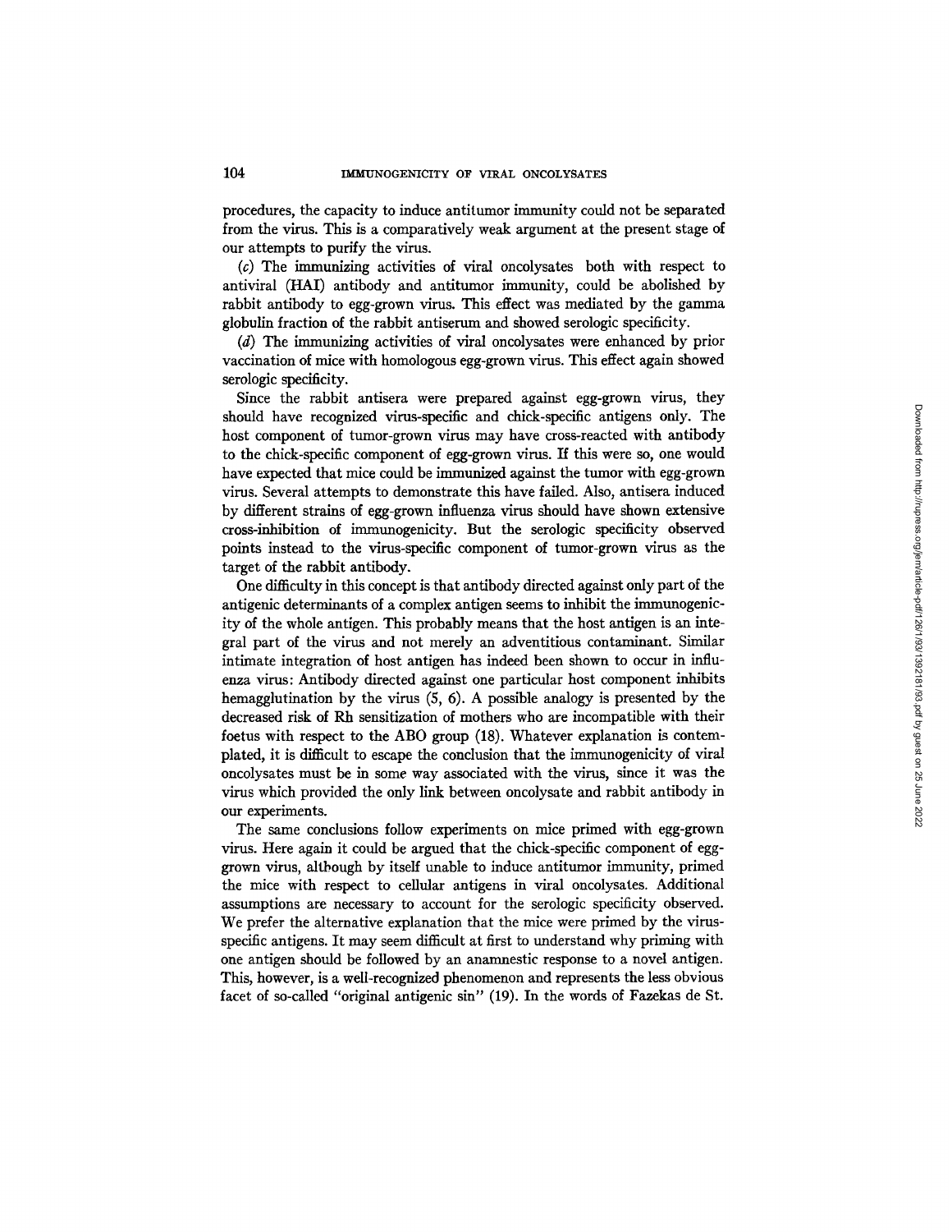procedures, the capacity to induce antitumor immunity could not be separated from the virus. This is a comparatively weak argument at the present stage of our attempts to purify the virus.

(*c*) The immunizing activities of viral oncolysates both with respect to antiviral (HAI) antibody and antitumor immunity, could be abolished by rabbit antibody to egg-grown virus. This effect was mediated by the gamma globulin fraction of the rabbit antiserum and showed serologic specificity.

(*d*) The immunizing activities of viral oncolysates were enhanced by prior vaccination of mice with homologous egg-grown virus. This effect again showed serologic specificity.

Since the rabbit antisera were prepared against egg-grown virus, they should have recognized virus-specific and chick-specific antigens only. The host component of tumor-grown virus may have cross-reacted with antibody to the chick-specific component of egg-grown virus. If this were so, one would have expected that mice could be immunized against the tumor with egg-grown virus. Several attempts to demonstrate this have failed. Also, antisera induced by different strains of egg-grown influenza virus should have shown extensive cross-inhibition of immunogenicity. But the serologic specificity observed points instead to the virus-specific component of tumor-grown virus as the target of the rabbit antibody.

One difficulty in this concept is that antibody directed against only part of the antigenic determinants of a complex antigen seems to inhibit the immunogenicity of the whole antigen. This probably means that the host antigen is an integral part of the virus and not merely an adventitious contaminant. Similar intimate integration of host antigen has indeed been shown to occur in influenza virus: Antibody directed against one particular host component inhibits hemagglutination by the virus (5, 6). A possible analogy is presented by the decreased risk of Rh sensitization of mothers who are incompatible with their foetus with respect to the ABO group (18). Whatever explanation is contemplated, it is difficult to escape the conclusion that the immunogenicity of viral oncolysates must be in some way associated with the virus, since it was the virus which provided the only link between oncolysate and rabbit antibody in our experiments.

The same conclusions follow experiments on mice primed with egg-grown virus. Here again it could be argued that the chick-specific component of egg-grown virus, although by itself unable to induce antitumor immunity, primed the mice with respect to cellular antigens in viral oncolysates. Additional assumptions are necessary to account for the serologic specificity observed. We prefer the alternative explanation that the mice were primed by the virus-specific antigens. It may seem difficult at first to understand why priming with one antigen should be followed by an anamnestic response to a novel antigen. This, however, is a well-recognized phenomenon and represents the less obvious facet of so-called "original antigenic sin" (19). In the words of Fazekas de St.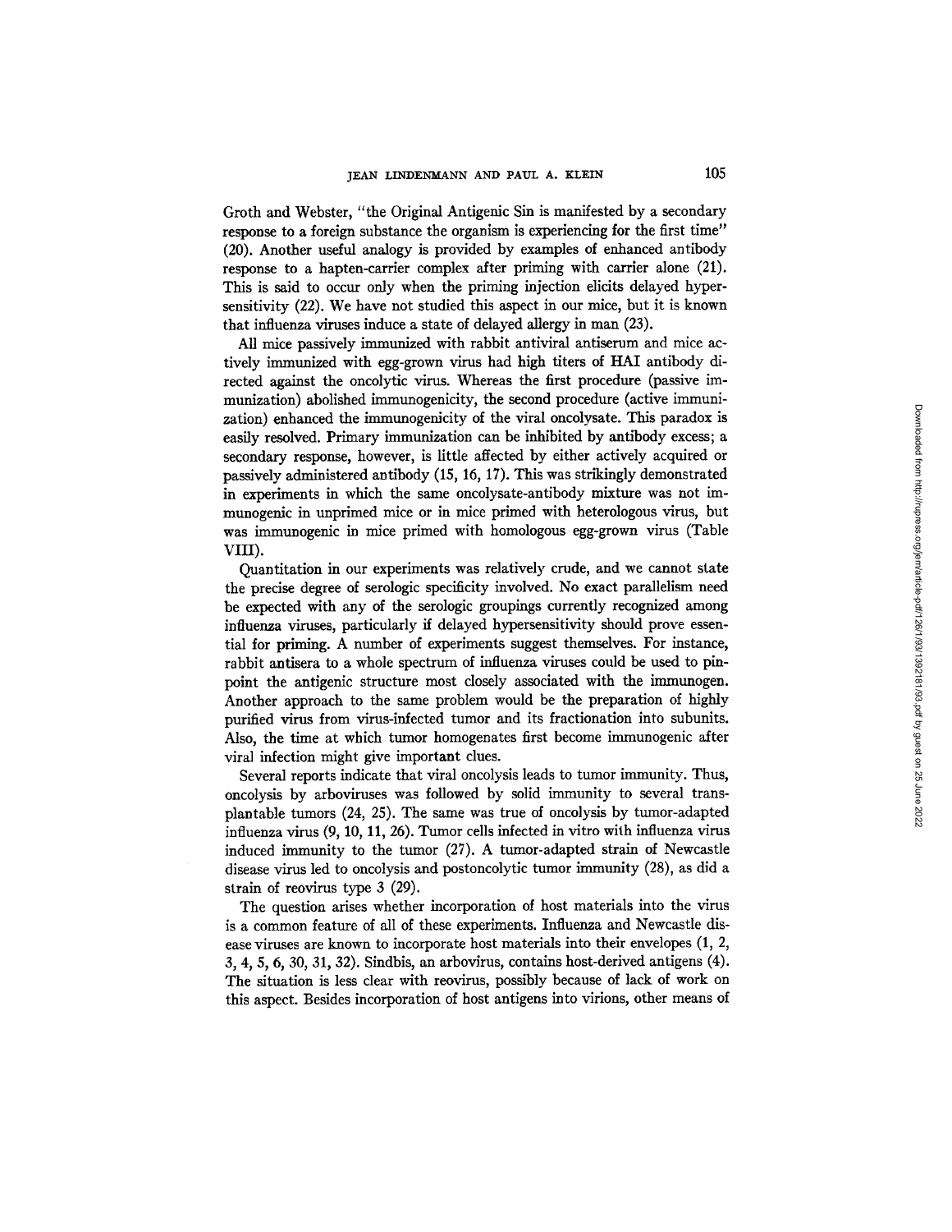Groth and Webster, "the Original Antigenic Sin is manifested by a secondary response to a foreign substance the organism is experiencing for the first time" (20). Another useful analogy is provided by examples of enhanced antibody response to a hapten-carrier complex after priming with carrier alone (21). This is said to occur only when the priming injection elicits delayed hypersensitivity (22). We have not studied this aspect in our mice, but it is known that influenza viruses induce a state of delayed allergy in man (23).

All mice passively immunized with rabbit antiviral antiserum and mice actively immunized with egg-grown virus had high titers of HAI antibody directed against the oncolytic virus. Whereas the first procedure (passive immunization) abolished immunogenicity, the second procedure (active immunization) enhanced the immunogenicity of the viral oncolysate. This paradox is easily resolved. Primary immunization can be inhibited by antibody excess; a secondary response, however, is little affected by either actively acquired or passively administered antibody (15, 16, 17). This was strikingly demonstrated in experiments in which the same oncolysate-antibody mixture was not immunogenic in unprimed mice or in mice primed with heterologous virus, but was immunogenic in mice primed with homologous egg-grown virus (Table VIII).

Quantitation in our experiments was relatively crude, and we cannot state the precise degree of serologic specificity involved. No exact parallelism need be expected with any of the serologic groupings currently recognized among influenza viruses, particularly if delayed hypersensitivity should prove essential for priming. A number of experiments suggest themselves. For instance, rabbit antisera to a whole spectrum of influenza viruses could be used to pinpoint the antigenic structure most closely associated with the immunogen. Another approach to the same problem would be the preparation of highly purified virus from virus-infected tumor and its fractionation into subunits. Also, the time at which tumor homogenates first become immunogenic after viral infection might give important clues.

Several reports indicate that viral oncolysis leads to tumor immunity. Thus, oncolysis by arboviruses was followed by solid immunity to several transplantable tumors (24, 25). The same was true of oncolysis by tumor-adapted influenza virus (9, 10, 11, 26). Tumor cells infected in vitro with influenza virus induced immunity to the tumor (27). A tumor-adapted strain of Newcastle disease virus led to oncolysis and postoncolytic tumor immunity (28), as did a strain of reovirus type 3 (29).

The question arises whether incorporation of host materials into the virus is a common feature of all of these experiments. Influenza and Newcastle disease viruses are known to incorporate host materials into their envelopes (1, 2, 3, 4, 5, 6, 30, 31, 32). Sindbis, an arbovirus, contains host-derived antigens (4). The situation is less clear with reovirus, possibly because of lack of work on this aspect. Besides incorporation of host antigens into virions, other means of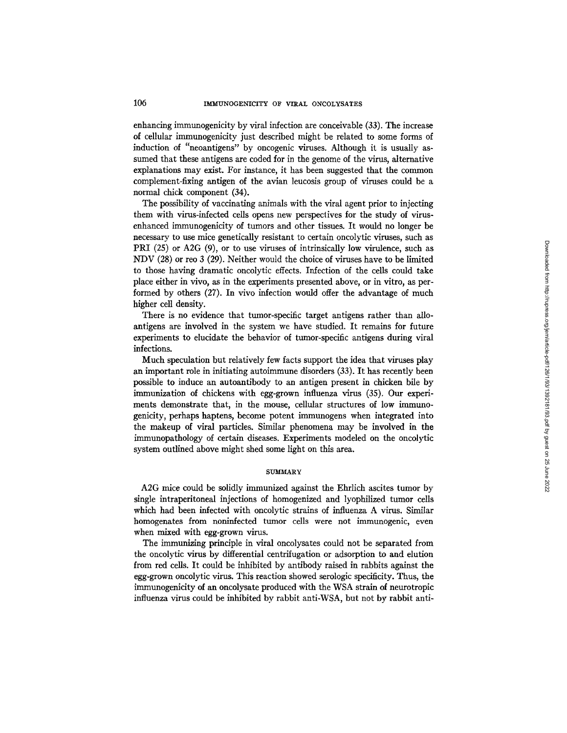enhancing immunogenicity by viral infection are conceivable (33). The increase of cellular immunogenicity just described might be related to some forms of induction of "neoantigens" by oncogenic viruses. Although it is usually assumed that these antigens are coded for in the genome of the virus, alternative explanations may exist. For instance, it has been suggested that the common complement-fixing antigen of the avian leucosis group of viruses could be a normal chick component (34).

The possibility of vaccinating animals with the viral agent prior to injecting them with virus-infected cells opens new perspectives for the study of virus-enhanced immunogenicity of tumors and other tissues. It would no longer be necessary to use mice genetically resistant to certain oncolytic viruses, such as PRI (25) or A2G (9), or to use viruses of intrinsically low virulence, such as NDV (28) or reo 3 (29). Neither would the choice of viruses have to be limited to those having dramatic oncolytic effects. Infection of the cells could take place either in vivo, as in the experiments presented above, or in vitro, as performed by others (27). In vivo infection would offer the advantage of much higher cell density.

There is no evidence that tumor-specific target antigens rather than alloantigens are involved in the system we have studied. It remains for future experiments to elucidate the behavior of tumor-specific antigens during viral infections.

Much speculation but relatively few facts support the idea that viruses play an important role in initiating autoimmune disorders (33). It has recently been possible to induce an autoantibody to an antigen present in chicken bile by immunization of chickens with egg-grown influenza virus (35). Our experiments demonstrate that, in the mouse, cellular structures of low immunogenicity, perhaps haptens, become potent immunogens when integrated into the makeup of viral particles. Similar phenomena may be involved in the immunopathology of certain diseases. Experiments modeled on the oncolytic system outlined above might shed some light on this area.

## SUMMARY

A2G mice could be solidly immunized against the Ehrlich ascites tumor by single intraperitoneal injections of homogenized and lyophilized tumor cells which had been infected with oncolytic strains of influenza A virus. Similar homogenates from noninfected tumor cells were not immunogenic, even when mixed with egg-grown virus.

The immunizing principle in viral oncolysates could not be separated from the oncolytic virus by differential centrifugation or adsorption to and elution from red cells. It could be inhibited by antibody raised in rabbits against the egg-grown oncolytic virus. This reaction showed serologic specificity. Thus, the immunogenicity of an oncolysate produced with the WSA strain of neurotropic influenza virus could be inhibited by rabbit anti-WSA, but not by rabbit anti-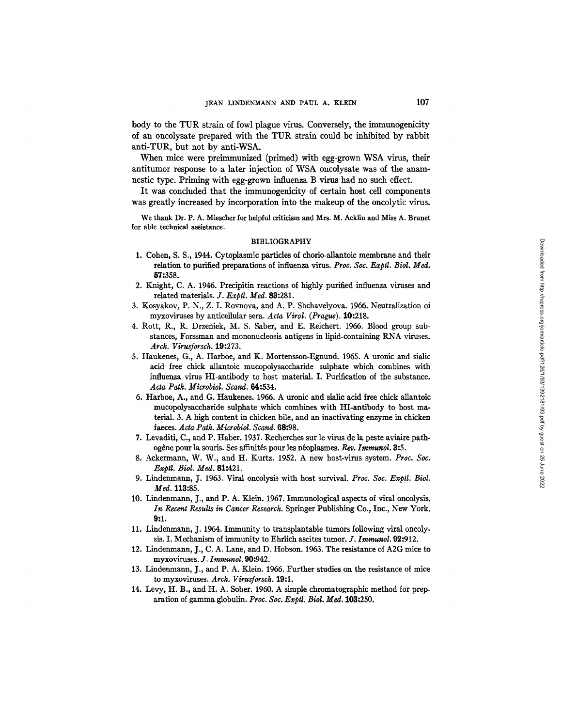body to the TUR strain of fowl plague virus. Conversely, the immunogenicity of an oncolysate prepared with the TUR strain could be inhibited by rabbit anti-TUR, but not by anti-WSA.

When mice were preimmunized (primed) with egg-grown WSA virus, their antitumor response to a later injection of WSA oncolysate was of the anamnestic type. Priming with egg-grown influenza B virus had no such effect.

It was concluded that the immunogenicity of certain host cell components was greatly increased by incorporation into the makeup of the oncolytic virus.

We thank Dr. P. A. Miescher for helpful criticism and Mrs. M. Acklin and Miss A. Brunet for able technical assistance.

## BIBLIOGRAPHY

1. Cohen, S. S., 1944. Cytoplasmic particles of chorio-allantoic membrane and their relation to purified preparations of influenza virus. *Proc. Soc. Exptl. Biol. Med.* **57**:358.
2. Knight, C. A. 1946. Precipitin reactions of highly purified influenza viruses and related materials. *J. Exptl. Med.* **83**:281.
3. Kosyakov, P. N., Z. I. Rovnova, and A. P. Shchavelyova. 1966. Neutralization of myxoviruses by anticellular sera. *Acta Virol. (Prague).* **10**:218.
4. Rott, R., R. Drzeniek, M. S. Saber, and E. Reichert. 1966. Blood group substances, Forssman and mononucleosis antigens in lipid-containing RNA viruses. *Arch. Virusforsch.* **19**:273.
5. Haukenes, G., A. Harboe, and K. Mortensson-Egnund. 1965. A uronic and sialic acid free chick allantoic mucopolysaccharide sulphate which combines with influenza virus HI-antibody to host material. I. Purification of the substance. *Acta Path. Microbiol. Scand.* **64**:534.
6. Harboe, A., and G. Haukenes. 1966. A uronic and sialic acid free chick allantoic mucopolysaccharide sulphate which combines with HI-antibody to host material. 3. A high content in chicken bile, and an inactivating enzyme in chicken faeces. *Acta Path. Microbiol. Scand.* **68**:98.
7. Levaditi, C., and P. Haber. 1937. Recherches sur le virus de la peste aviaire pathogène pour la souris. Ses affinités pour les néoplasmes. *Rev. Immunol.* **3**:5.
8. Ackermann, W. W., and H. Kurtz. 1952. A new host-virus system. *Proc. Soc. Exptl. Biol. Med.* **81**:421.
9. Lindenmann, J. 1963. Viral oncolysis with host survival. *Proc. Soc. Exptl. Biol. Med.* **113**:85.
10. Lindenmann, J., and P. A. Klein. 1967. Immunological aspects of viral oncolysis. *In Recent Results in Cancer Research.* Springer Publishing Co., Inc., New York. **9**:1.
11. Lindenmann, J. 1964. Immunity to transplantable tumors following viral oncolysis. I. Mechanism of immunity to Ehrlich ascites tumor. *J. Immunol.* **92**:912.
12. Lindenmann, J., C. A. Lane, and D. Hobson. 1963. The resistance of A2G mice to myxoviruses. *J. Immunol.* **90**:942.
13. Lindenmann, J., and P. A. Klein. 1966. Further studies on the resistance of mice to myxoviruses. *Arch. Virusforsch.* **19**:1.
14. Levy, H. B., and H. A. Sober. 1960. A simple chromatographic method for preparation of gamma globulin. *Proc. Soc. Exptl. Biol. Med.* **103**:250.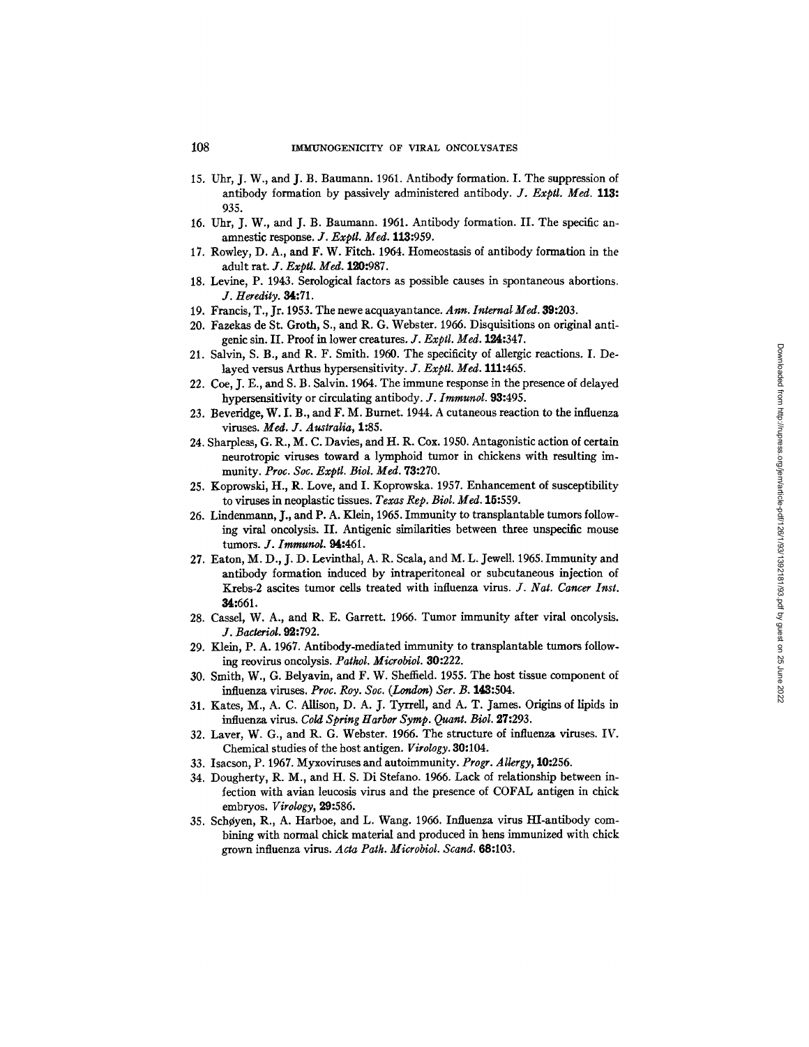15. Uhr, J. W., and J. B. Baumann. 1961. Antibody formation. I. The suppression of antibody formation by passively administered antibody. *J. Exptl. Med.* **113:** 935.
16. Uhr, J. W., and J. B. Baumann. 1961. Antibody formation. II. The specific anamnestic response. *J. Exptl. Med.* **113:**959.
17. Rowley, D. A., and F. W. Fitch. 1964. Homeostasis of antibody formation in the adult rat. *J. Exptl. Med.* **120:**987.
18. Levine, P. 1943. Serological factors as possible causes in spontaneous abortions. *J. Heredity.* **34:**71.
19. Francis, T., Jr. 1953. The newe acquayantance. *Ann. Internal Med.* **39:**203.
20. Fazekas de St. Groth, S., and R. G. Webster. 1966. Disquisitions on original antigenic sin. II. Proof in lower creatures. *J. Exptl. Med.* **124:**347.
21. Salvin, S. B., and R. F. Smith. 1960. The specificity of allergic reactions. I. Delayed versus Arthus hypersensitivity. *J. Exptl. Med.* **111:**465.
22. Coe, J. E., and S. B. Salvin. 1964. The immune response in the presence of delayed hypersensitivity or circulating antibody. *J. Immunol.* **93:**495.
23. Beveridge, W. I. B., and F. M. Burnet. 1944. A cutaneous reaction to the influenza viruses. *Med. J. Australia,* **1:**85.
24. Sharpless, G. R., M. C. Davies, and H. R. Cox. 1950. Antagonistic action of certain neurotropic viruses toward a lymphoid tumor in chickens with resulting immunity. *Proc. Soc. Exptl. Biol. Med.* **73:**270.
25. Koprowski, H., R. Love, and I. Koprowska. 1957. Enhancement of susceptibility to viruses in neoplastic tissues. *Texas Rep. Biol. Med.* **15:**559.
26. Lindenmann, J., and P. A. Klein, 1965. Immunity to transplantable tumors following viral oncolysis. II. Antigenic similarities between three unspecific mouse tumors. *J. Immunol.* **94:**461.
27. Eaton, M. D., J. D. Levinthal, A. R. Scala, and M. L. Jewell. 1965. Immunity and antibody formation induced by intraperitoneal or subcutaneous injection of Krebs-2 ascites tumor cells treated with influenza virus. *J. Nat. Cancer Inst.* **34:**661.
28. Cassel, W. A., and R. E. Garrett. 1966. Tumor immunity after viral oncolysis. *J. Bacteriol.* **92:**792.
29. Klein, P. A. 1967. Antibody-mediated immunity to transplantable tumors following reovirus oncolysis. *Pathol. Microbiol.* **30:**222.
30. Smith, W., G. Belyavin, and F. W. Sheffield. 1955. The host tissue component of influenza viruses. *Proc. Roy. Soc. (London) Ser. B.* **143:**504.
31. Kates, M., A. C. Allison, D. A. J. Tyrrell, and A. T. James. Origins of lipids in influenza virus. *Cold Spring Harbor Symp. Quant. Biol.* **27:**293.
32. Laver, W. G., and R. G. Webster. 1966. The structure of influenza viruses. IV. Chemical studies of the host antigen. *Virology.* **30:**104.
33. Isacson, P. 1967. Myxoviruses and autoimmunity. *Progr. Allergy,* **10:**256.
34. Dougherty, R. M., and H. S. Di Stefano. 1966. Lack of relationship between infection with avian leucosis virus and the presence of COFAL antigen in chick embryos. *Virology,* **29:**586.
35. Schøyen, R., A. Harboe, and L. Wang. 1966. Influenza virus HI-antibody combining with normal chick material and produced in hens immunized with chick grown influenza virus. *Acta Path. Microbiol. Scand.* **68:**103.